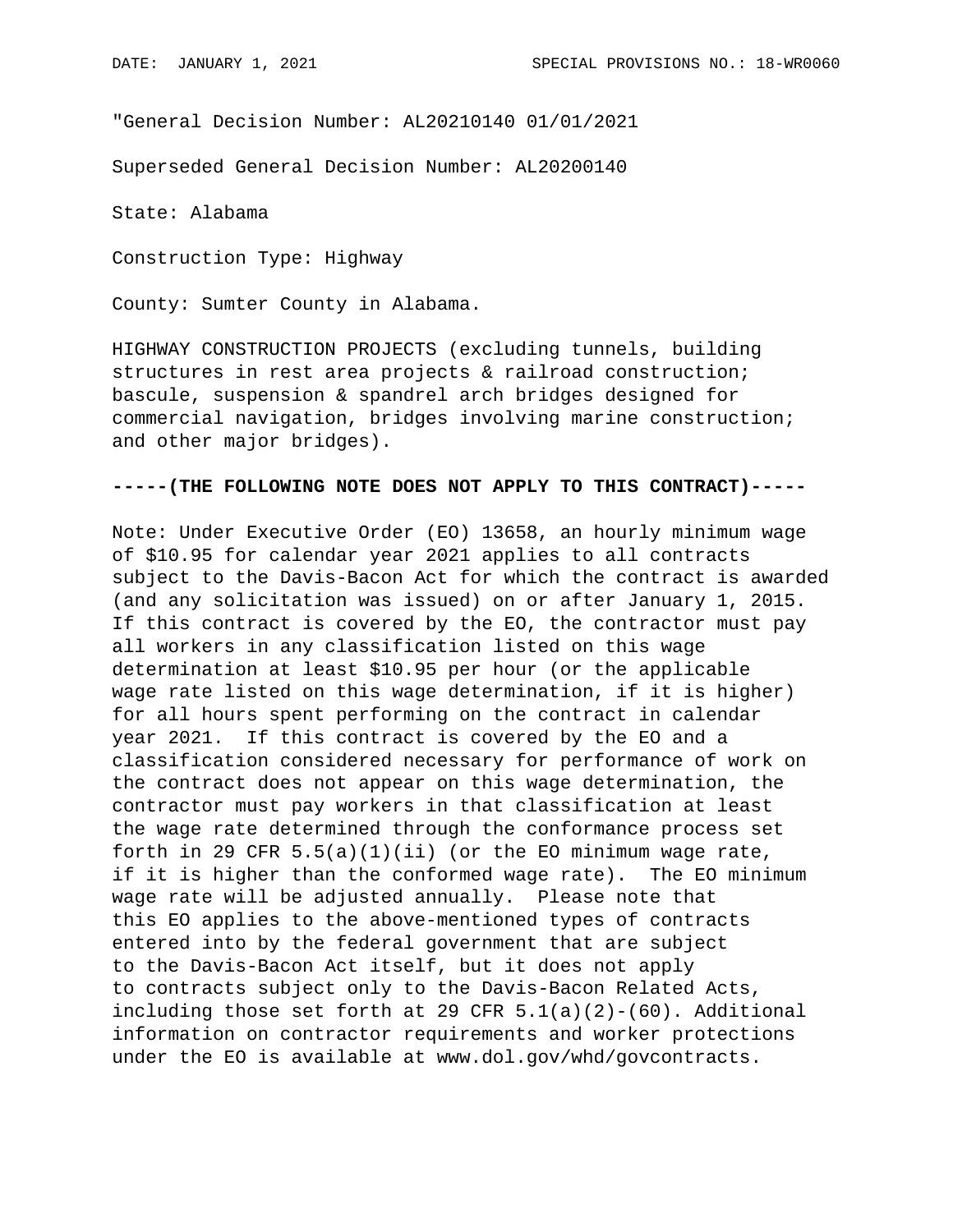"General Decision Number: AL20210140 01/01/2021

Superseded General Decision Number: AL20200140

State: Alabama

Construction Type: Highway

County: Sumter County in Alabama.

HIGHWAY CONSTRUCTION PROJECTS (excluding tunnels, building structures in rest area projects & railroad construction; bascule, suspension & spandrel arch bridges designed for commercial navigation, bridges involving marine construction; and other major bridges).

**-----(THE FOLLOWING NOTE DOES NOT APPLY TO THIS CONTRACT)-----**

Note: Under Executive Order (EO) 13658, an hourly minimum wage of $10.95 for calendar year 2021 applies to all contracts subject to the Davis-Bacon Act for which the contract is awarded (and any solicitation was issued) on or after January 1, 2015. If this contract is covered by the EO, the contractor must pay all workers in any classification listed on this wage determination at least $10.95 per hour (or the applicable wage rate listed on this wage determination, if it is higher) for all hours spent performing on the contract in calendar year 2021. If this contract is covered by the EO and a classification considered necessary for performance of work on the contract does not appear on this wage determination, the contractor must pay workers in that classification at least the wage rate determined through the conformance process set forth in 29 CFR 5.5(a)(1)(ii) (or the EO minimum wage rate, if it is higher than the conformed wage rate). The EO minimum wage rate will be adjusted annually. Please note that this EO applies to the above-mentioned types of contracts entered into by the federal government that are subject to the Davis-Bacon Act itself, but it does not apply to contracts subject only to the Davis-Bacon Related Acts, including those set forth at 29 CFR 5.1(a)(2)-(60). Additional information on contractor requirements and worker protections under the EO is available at www.dol.gov/whd/govcontracts.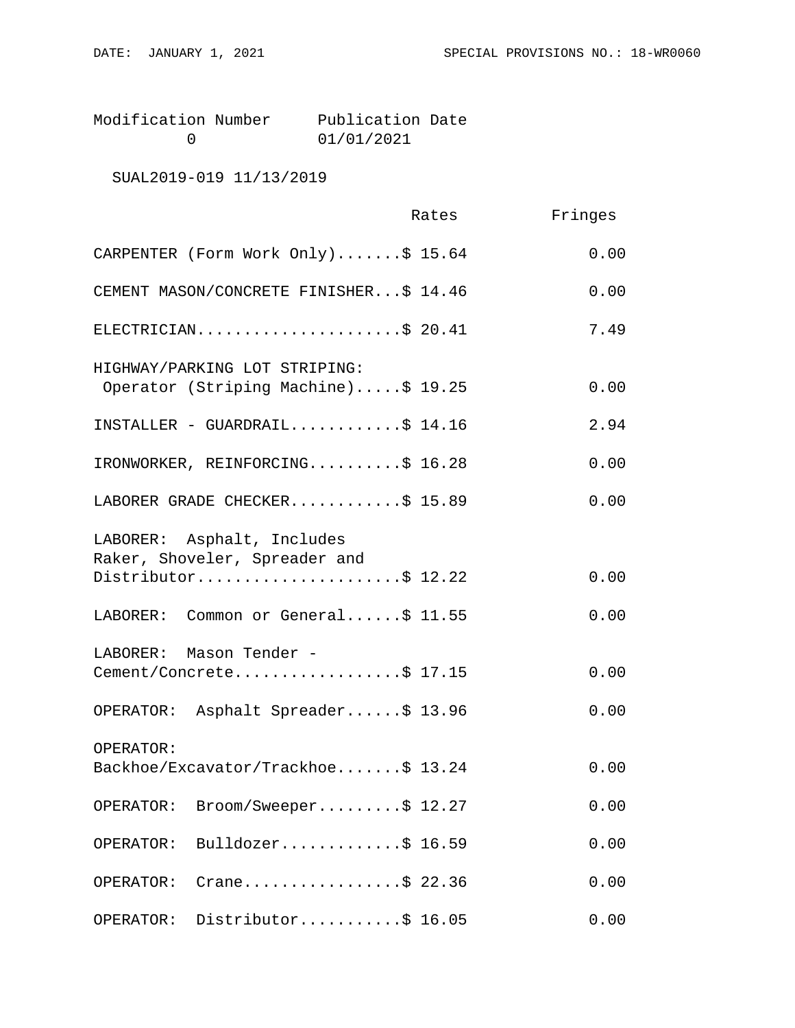| Modification Number | Publication Date |
|---|---|
| 0 | 01/01/2021 |

SUAL2019-019 11/13/2019

| | Rates | Fringes |
|---|---|---|
| CARPENTER (Form Work Only) | $ 15.64 | 0.00 |
| CEMENT MASON/CONCRETE FINISHER | $ 14.46 | 0.00 |
| ELECTRICIAN | $ 20.41 | 7.49 |
| HIGHWAY/PARKING LOT STRIPING: Operator (Striping Machine) | $ 19.25 | 0.00 |
| INSTALLER - GUARDRAIL | $ 14.16 | 2.94 |
| IRONWORKER, REINFORCING | $ 16.28 | 0.00 |
| LABORER GRADE CHECKER | $ 15.89 | 0.00 |
| LABORER: Asphalt, Includes Raker, Shoveler, Spreader and Distributor | $ 12.22 | 0.00 |
| LABORER: Common or General | $ 11.55 | 0.00 |
| LABORER: Mason Tender - Cement/Concrete | $ 17.15 | 0.00 |
| OPERATOR: Asphalt Spreader | $ 13.96 | 0.00 |
| OPERATOR: Backhoe/Excavator/Trackhoe | $ 13.24 | 0.00 |
| OPERATOR: Broom/Sweeper | $ 12.27 | 0.00 |
| OPERATOR: Bulldozer | $ 16.59 | 0.00 |
| OPERATOR: Crane | $ 22.36 | 0.00 |
| OPERATOR: Distributor | $ 16.05 | 0.00 |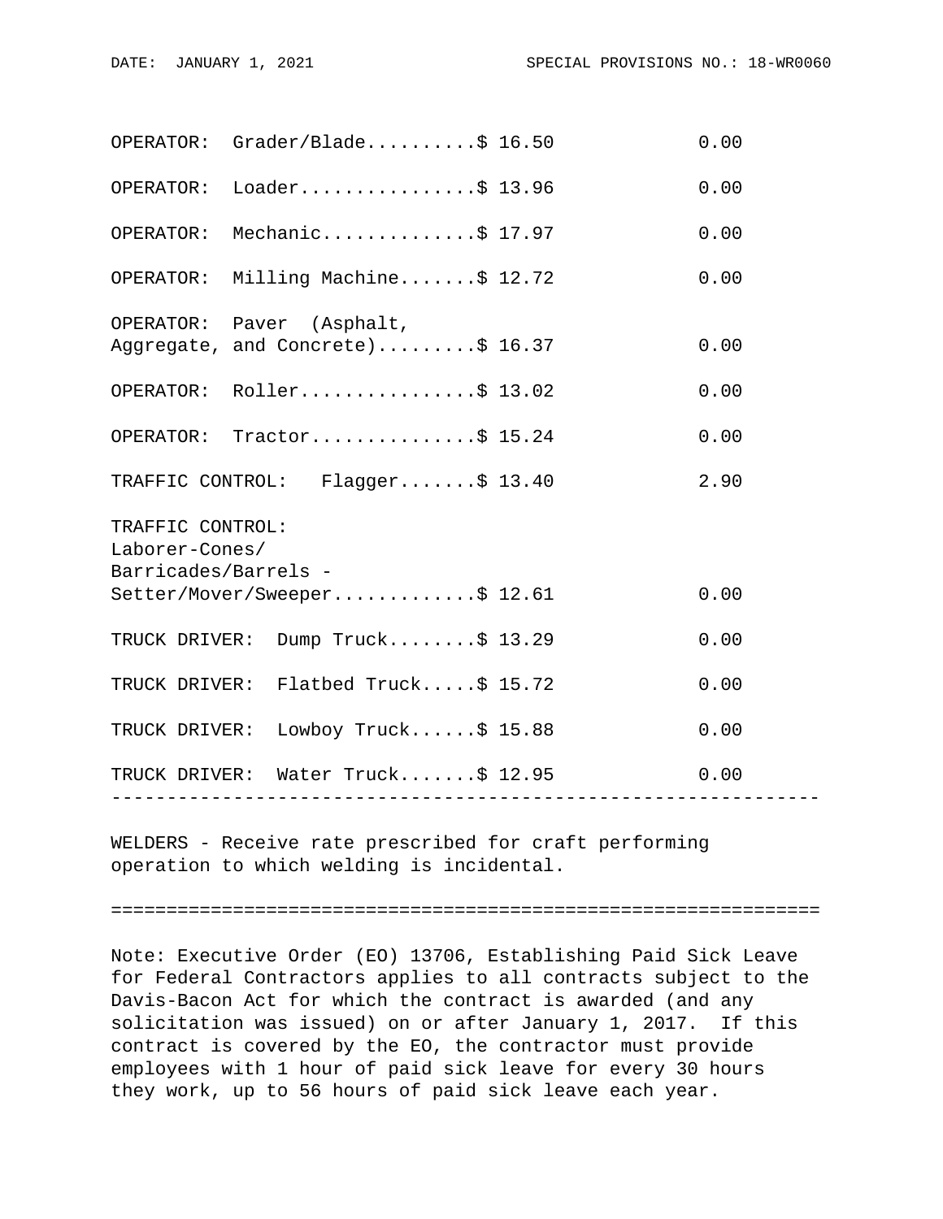| Classification | Rates | Fringes |
|---|---|---|
| OPERATOR: Grader/Blade | $ 16.50 | 0.00 |
| OPERATOR: Loader | $ 13.96 | 0.00 |
| OPERATOR: Mechanic | $ 17.97 | 0.00 |
| OPERATOR: Milling Machine | $ 12.72 | 0.00 |
| OPERATOR: Paver (Asphalt, Aggregate, and Concrete) | $ 16.37 | 0.00 |
| OPERATOR: Roller | $ 13.02 | 0.00 |
| OPERATOR: Tractor | $ 15.24 | 0.00 |
| TRAFFIC CONTROL: Flagger | $ 13.40 | 2.90 |
| TRAFFIC CONTROL: Laborer-Cones/ Barricades/Barrels - Setter/Mover/Sweeper | $ 12.61 | 0.00 |
| TRUCK DRIVER: Dump Truck | $ 13.29 | 0.00 |
| TRUCK DRIVER: Flatbed Truck | $ 15.72 | 0.00 |
| TRUCK DRIVER: Lowboy Truck | $ 15.88 | 0.00 |
| TRUCK DRIVER: Water Truck | $ 12.95 | 0.00 |

---

WELDERS - Receive rate prescribed for craft performing operation to which welding is incidental.

================================================================

Note: Executive Order (EO) 13706, Establishing Paid Sick Leave for Federal Contractors applies to all contracts subject to the Davis-Bacon Act for which the contract is awarded (and any solicitation was issued) on or after January 1, 2017. If this contract is covered by the EO, the contractor must provide employees with 1 hour of paid sick leave for every 30 hours they work, up to 56 hours of paid sick leave each year.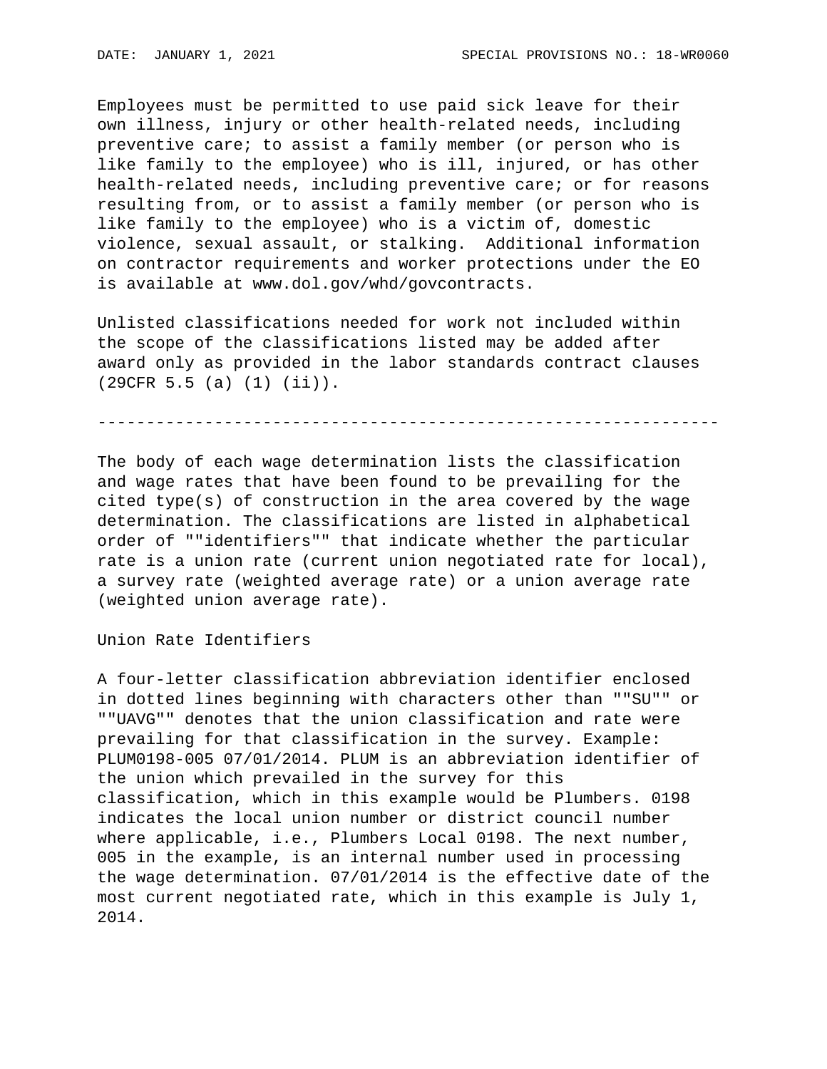Employees must be permitted to use paid sick leave for their own illness, injury or other health-related needs, including preventive care; to assist a family member (or person who is like family to the employee) who is ill, injured, or has other health-related needs, including preventive care; or for reasons resulting from, or to assist a family member (or person who is like family to the employee) who is a victim of, domestic violence, sexual assault, or stalking.  Additional information on contractor requirements and worker protections under the EO is available at www.dol.gov/whd/govcontracts.

Unlisted classifications needed for work not included within the scope of the classifications listed may be added after award only as provided in the labor standards contract clauses (29CFR 5.5 (a) (1) (ii)).

----------------------------------------------------------------

The body of each wage determination lists the classification and wage rates that have been found to be prevailing for the cited type(s) of construction in the area covered by the wage determination. The classifications are listed in alphabetical order of ""identifiers"" that indicate whether the particular rate is a union rate (current union negotiated rate for local), a survey rate (weighted average rate) or a union average rate (weighted union average rate).

Union Rate Identifiers

A four-letter classification abbreviation identifier enclosed in dotted lines beginning with characters other than ""SU"" or ""UAVG"" denotes that the union classification and rate were prevailing for that classification in the survey. Example: PLUM0198-005 07/01/2014. PLUM is an abbreviation identifier of the union which prevailed in the survey for this classification, which in this example would be Plumbers. 0198 indicates the local union number or district council number where applicable, i.e., Plumbers Local 0198. The next number, 005 in the example, is an internal number used in processing the wage determination. 07/01/2014 is the effective date of the most current negotiated rate, which in this example is July 1, 2014.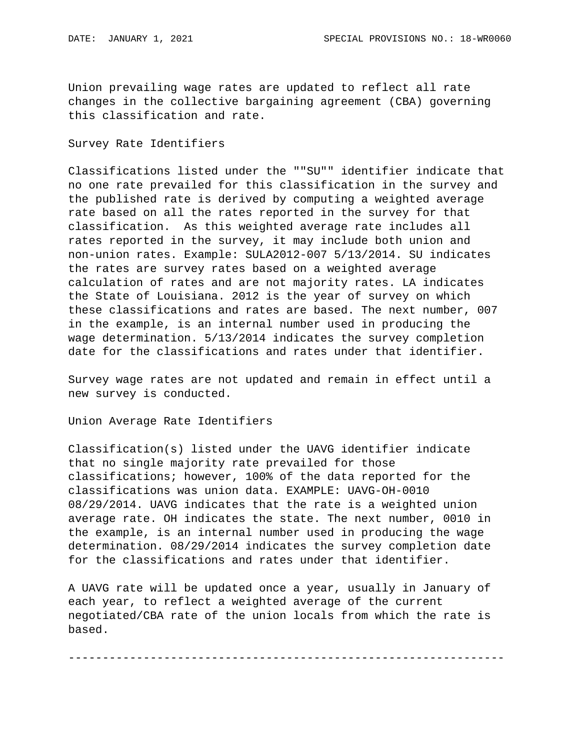Union prevailing wage rates are updated to reflect all rate changes in the collective bargaining agreement (CBA) governing this classification and rate.

Survey Rate Identifiers

Classifications listed under the ""SU"" identifier indicate that no one rate prevailed for this classification in the survey and the published rate is derived by computing a weighted average rate based on all the rates reported in the survey for that classification. As this weighted average rate includes all rates reported in the survey, it may include both union and non-union rates. Example: SULA2012-007 5/13/2014. SU indicates the rates are survey rates based on a weighted average calculation of rates and are not majority rates. LA indicates the State of Louisiana. 2012 is the year of survey on which these classifications and rates are based. The next number, 007 in the example, is an internal number used in producing the wage determination. 5/13/2014 indicates the survey completion date for the classifications and rates under that identifier.

Survey wage rates are not updated and remain in effect until a new survey is conducted.

Union Average Rate Identifiers

Classification(s) listed under the UAVG identifier indicate that no single majority rate prevailed for those classifications; however, 100% of the data reported for the classifications was union data. EXAMPLE: UAVG-OH-0010 08/29/2014. UAVG indicates that the rate is a weighted union average rate. OH indicates the state. The next number, 0010 in the example, is an internal number used in producing the wage determination. 08/29/2014 indicates the survey completion date for the classifications and rates under that identifier.

A UAVG rate will be updated once a year, usually in January of each year, to reflect a weighted average of the current negotiated/CBA rate of the union locals from which the rate is based.

----------------------------------------------------------------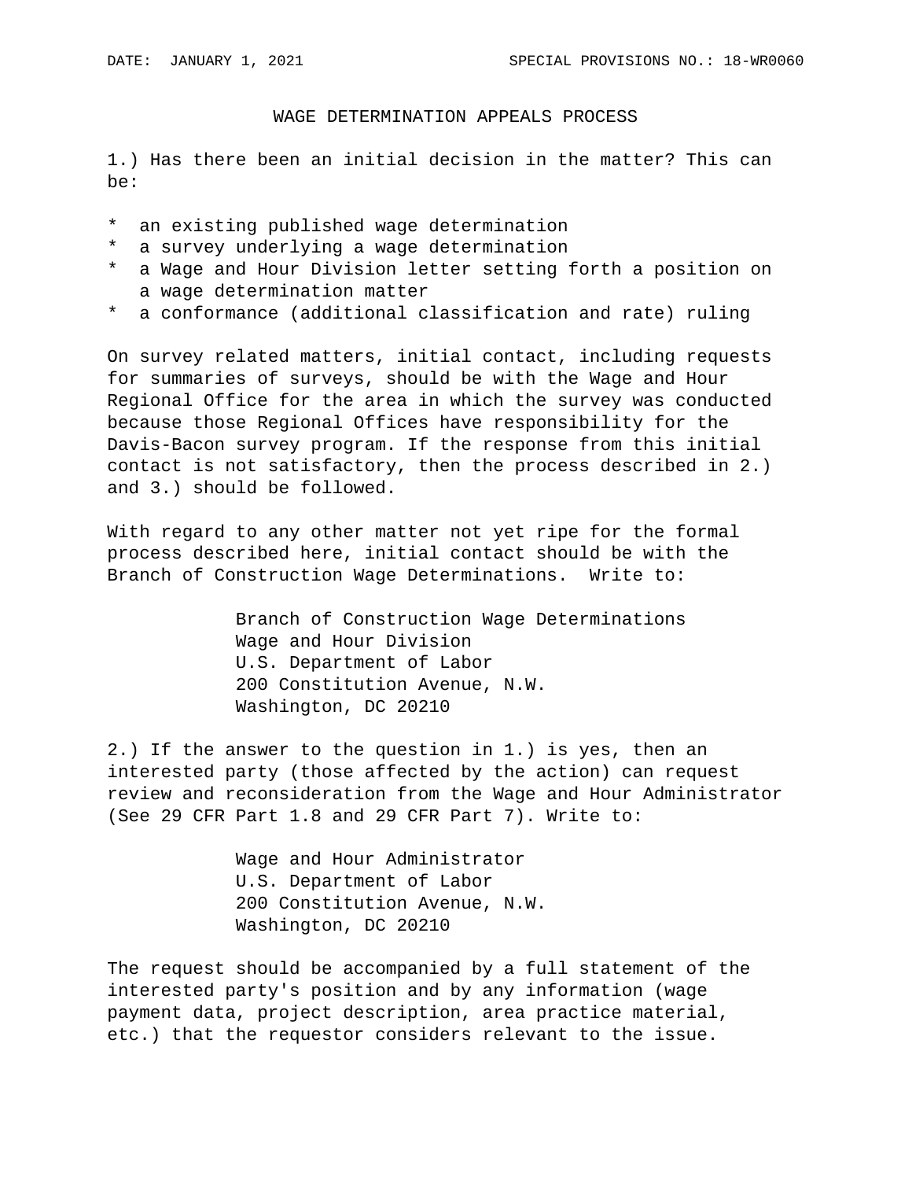DATE: JANUARY 1, 2021 SPECIAL PROVISIONS NO.: 18-WR0060

## WAGE DETERMINATION APPEALS PROCESS

1.) Has there been an initial decision in the matter? This can be:

* an existing published wage determination
* a survey underlying a wage determination
* a Wage and Hour Division letter setting forth a position on a wage determination matter
* a conformance (additional classification and rate) ruling

On survey related matters, initial contact, including requests for summaries of surveys, should be with the Wage and Hour Regional Office for the area in which the survey was conducted because those Regional Offices have responsibility for the Davis-Bacon survey program. If the response from this initial contact is not satisfactory, then the process described in 2.) and 3.) should be followed.

With regard to any other matter not yet ripe for the formal process described here, initial contact should be with the Branch of Construction Wage Determinations. Write to:

Branch of Construction Wage Determinations
Wage and Hour Division
U.S. Department of Labor
200 Constitution Avenue, N.W.
Washington, DC 20210

2.) If the answer to the question in 1.) is yes, then an interested party (those affected by the action) can request review and reconsideration from the Wage and Hour Administrator (See 29 CFR Part 1.8 and 29 CFR Part 7). Write to:

Wage and Hour Administrator
U.S. Department of Labor
200 Constitution Avenue, N.W.
Washington, DC 20210

The request should be accompanied by a full statement of the interested party's position and by any information (wage payment data, project description, area practice material, etc.) that the requestor considers relevant to the issue.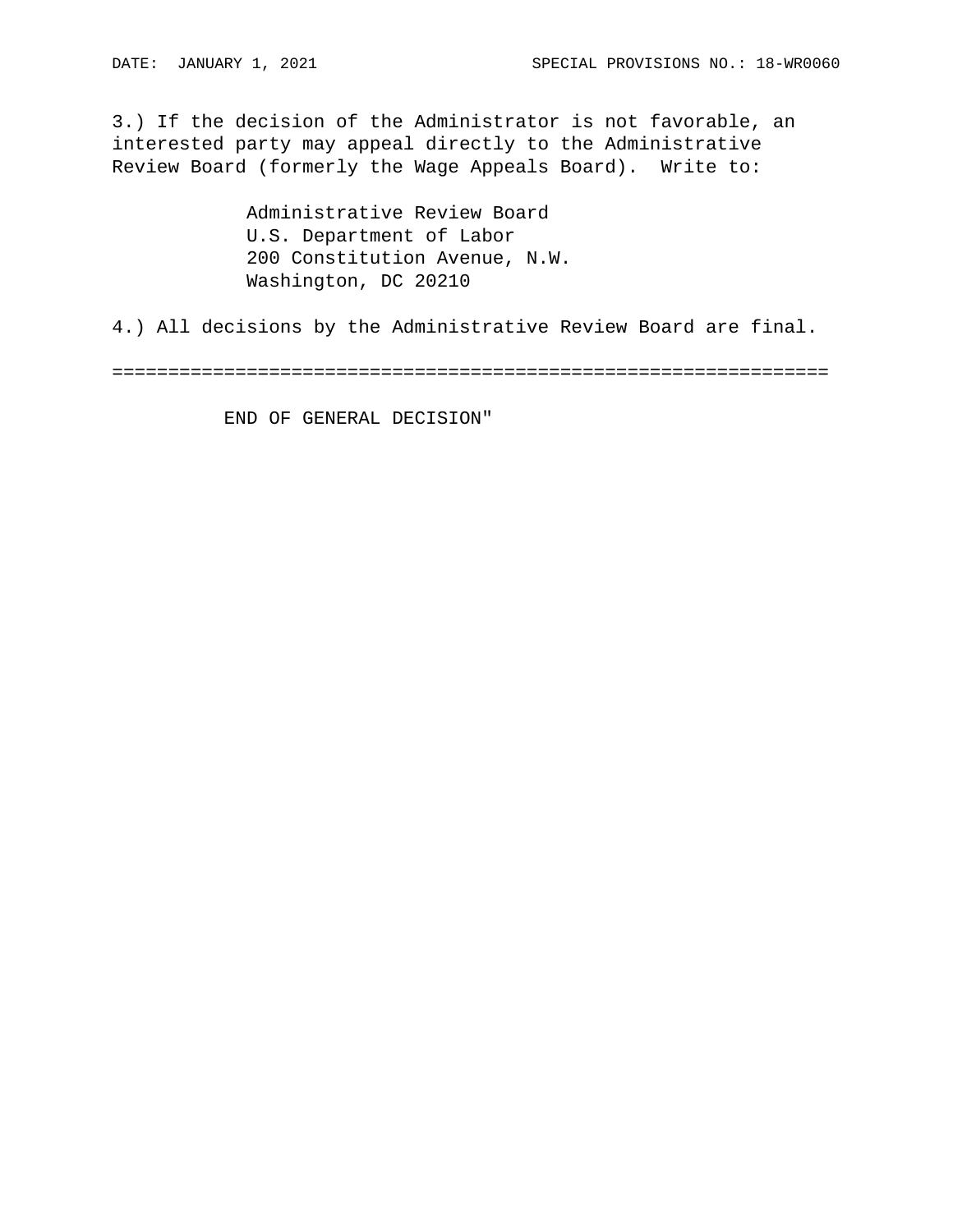3.) If the decision of the Administrator is not favorable, an interested party may appeal directly to the Administrative Review Board (formerly the Wage Appeals Board). Write to:

Administrative Review Board
U.S. Department of Labor
200 Constitution Avenue, N.W.
Washington, DC 20210

4.) All decisions by the Administrative Review Board are final.

================================================================

END OF GENERAL DECISION"